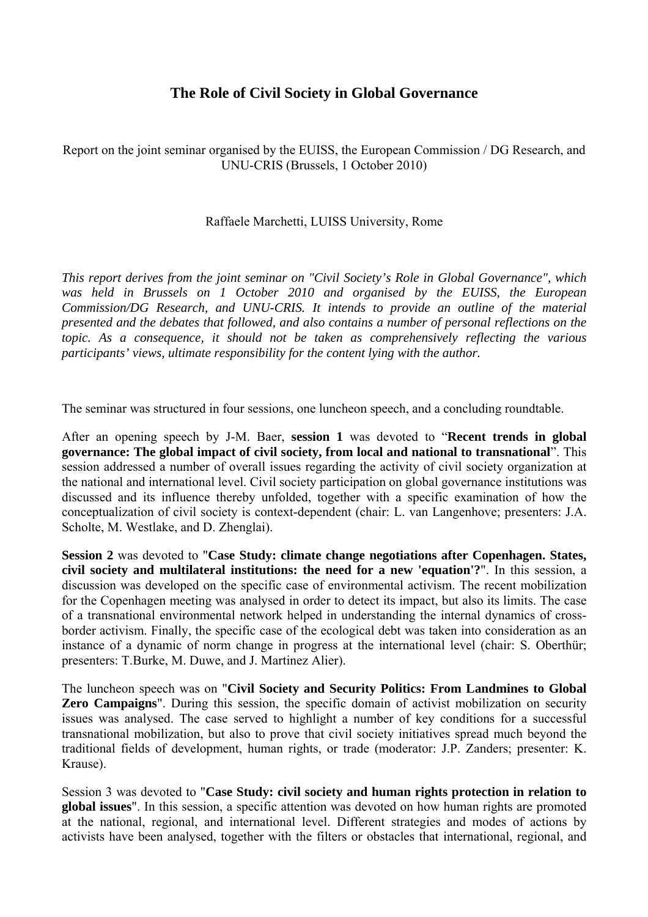# The Role of Civil Society in Global Governance

Report on the joint seminar organised by the EUISS, the European Commission / DG Research, and UNU-CRIS (Brussels, 1 October 2010)

Raffaele Marchetti, LUISS University, Rome

*This report derives from the joint seminar on "Civil Society's Role in Global Governance", which was held in Brussels on 1 October 2010 and organised by the EUISS, the European Commission/DG Research, and UNU-CRIS. It intends to provide an outline of the material presented and the debates that followed, and also contains a number of personal reflections on the topic. As a consequence, it should not be taken as comprehensively reflecting the various participants' views, ultimate responsibility for the content lying with the author.*

The seminar was structured in four sessions, one luncheon speech, and a concluding roundtable.

After an opening speech by J-M. Baer, **session 1** was devoted to "**Recent trends in global governance: The global impact of civil society, from local and national to transnational**". This session addressed a number of overall issues regarding the activity of civil society organization at the national and international level. Civil society participation on global governance institutions was discussed and its influence thereby unfolded, together with a specific examination of how the conceptualization of civil society is context-dependent (chair: L. van Langenhove; presenters: J.A. Scholte, M. Westlake, and D. Zhenglai).

**Session 2** was devoted to "**Case Study: climate change negotiations after Copenhagen. States, civil society and multilateral institutions: the need for a new 'equation'?**". In this session, a discussion was developed on the specific case of environmental activism. The recent mobilization for the Copenhagen meeting was analysed in order to detect its impact, but also its limits. The case of a transnational environmental network helped in understanding the internal dynamics of cross-border activism. Finally, the specific case of the ecological debt was taken into consideration as an instance of a dynamic of norm change in progress at the international level (chair: S. Oberthür; presenters: T.Burke, M. Duwe, and J. Martinez Alier).

The luncheon speech was on "**Civil Society and Security Politics: From Landmines to Global Zero Campaigns**". During this session, the specific domain of activist mobilization on security issues was analysed. The case served to highlight a number of key conditions for a successful transnational mobilization, but also to prove that civil society initiatives spread much beyond the traditional fields of development, human rights, or trade (moderator: J.P. Zanders; presenter: K. Krause).

Session 3 was devoted to "**Case Study: civil society and human rights protection in relation to global issues**". In this session, a specific attention was devoted on how human rights are promoted at the national, regional, and international level. Different strategies and modes of actions by activists have been analysed, together with the filters or obstacles that international, regional, and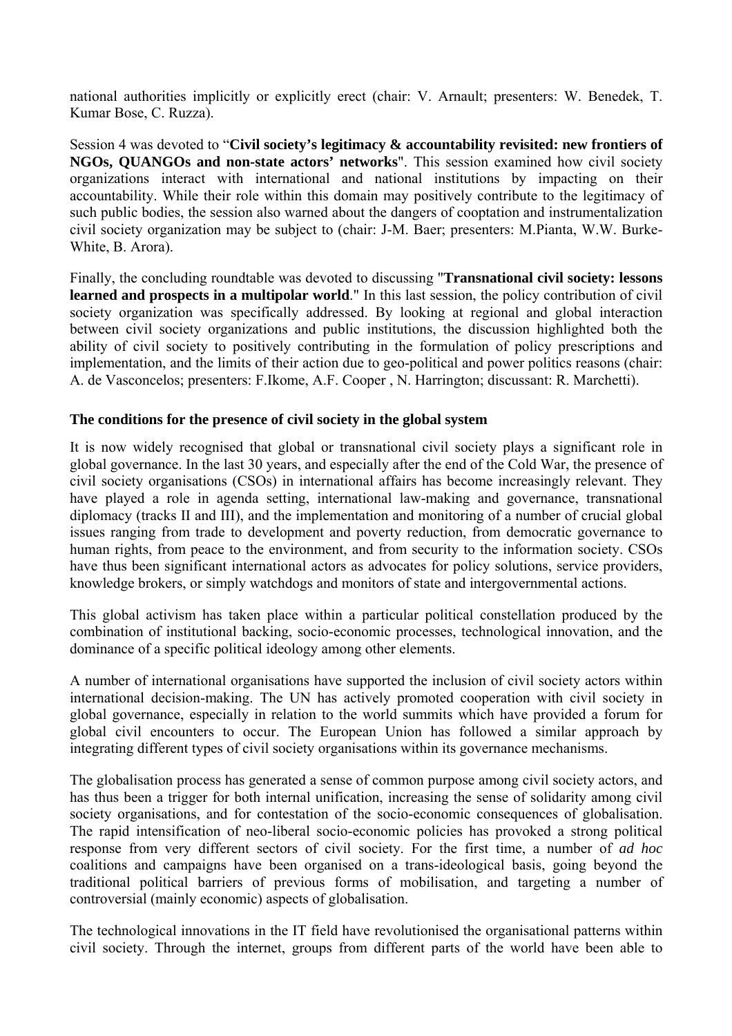national authorities implicitly or explicitly erect (chair: V. Arnault; presenters: W. Benedek, T. Kumar Bose, C. Ruzza).

Session 4 was devoted to "**Civil society's legitimacy & accountability revisited: new frontiers of NGOs, QUANGOs and non-state actors' networks**". This session examined how civil society organizations interact with international and national institutions by impacting on their accountability. While their role within this domain may positively contribute to the legitimacy of such public bodies, the session also warned about the dangers of cooptation and instrumentalization civil society organization may be subject to (chair: J-M. Baer; presenters: M.Pianta, W.W. Burke-White, B. Arora).

Finally, the concluding roundtable was devoted to discussing "**Transnational civil society: lessons learned and prospects in a multipolar world**." In this last session, the policy contribution of civil society organization was specifically addressed. By looking at regional and global interaction between civil society organizations and public institutions, the discussion highlighted both the ability of civil society to positively contributing in the formulation of policy prescriptions and implementation, and the limits of their action due to geo-political and power politics reasons (chair: A. de Vasconcelos; presenters: F.Ikome, A.F. Cooper , N. Harrington; discussant: R. Marchetti).

**The conditions for the presence of civil society in the global system**

It is now widely recognised that global or transnational civil society plays a significant role in global governance. In the last 30 years, and especially after the end of the Cold War, the presence of civil society organisations (CSOs) in international affairs has become increasingly relevant. They have played a role in agenda setting, international law-making and governance, transnational diplomacy (tracks II and III), and the implementation and monitoring of a number of crucial global issues ranging from trade to development and poverty reduction, from democratic governance to human rights, from peace to the environment, and from security to the information society. CSOs have thus been significant international actors as advocates for policy solutions, service providers, knowledge brokers, or simply watchdogs and monitors of state and intergovernmental actions.

This global activism has taken place within a particular political constellation produced by the combination of institutional backing, socio-economic processes, technological innovation, and the dominance of a specific political ideology among other elements.

A number of international organisations have supported the inclusion of civil society actors within international decision-making. The UN has actively promoted cooperation with civil society in global governance, especially in relation to the world summits which have provided a forum for global civil encounters to occur. The European Union has followed a similar approach by integrating different types of civil society organisations within its governance mechanisms.

The globalisation process has generated a sense of common purpose among civil society actors, and has thus been a trigger for both internal unification, increasing the sense of solidarity among civil society organisations, and for contestation of the socio-economic consequences of globalisation. The rapid intensification of neo-liberal socio-economic policies has provoked a strong political response from very different sectors of civil society. For the first time, a number of *ad hoc* coalitions and campaigns have been organised on a trans-ideological basis, going beyond the traditional political barriers of previous forms of mobilisation, and targeting a number of controversial (mainly economic) aspects of globalisation.

The technological innovations in the IT field have revolutionised the organisational patterns within civil society. Through the internet, groups from different parts of the world have been able to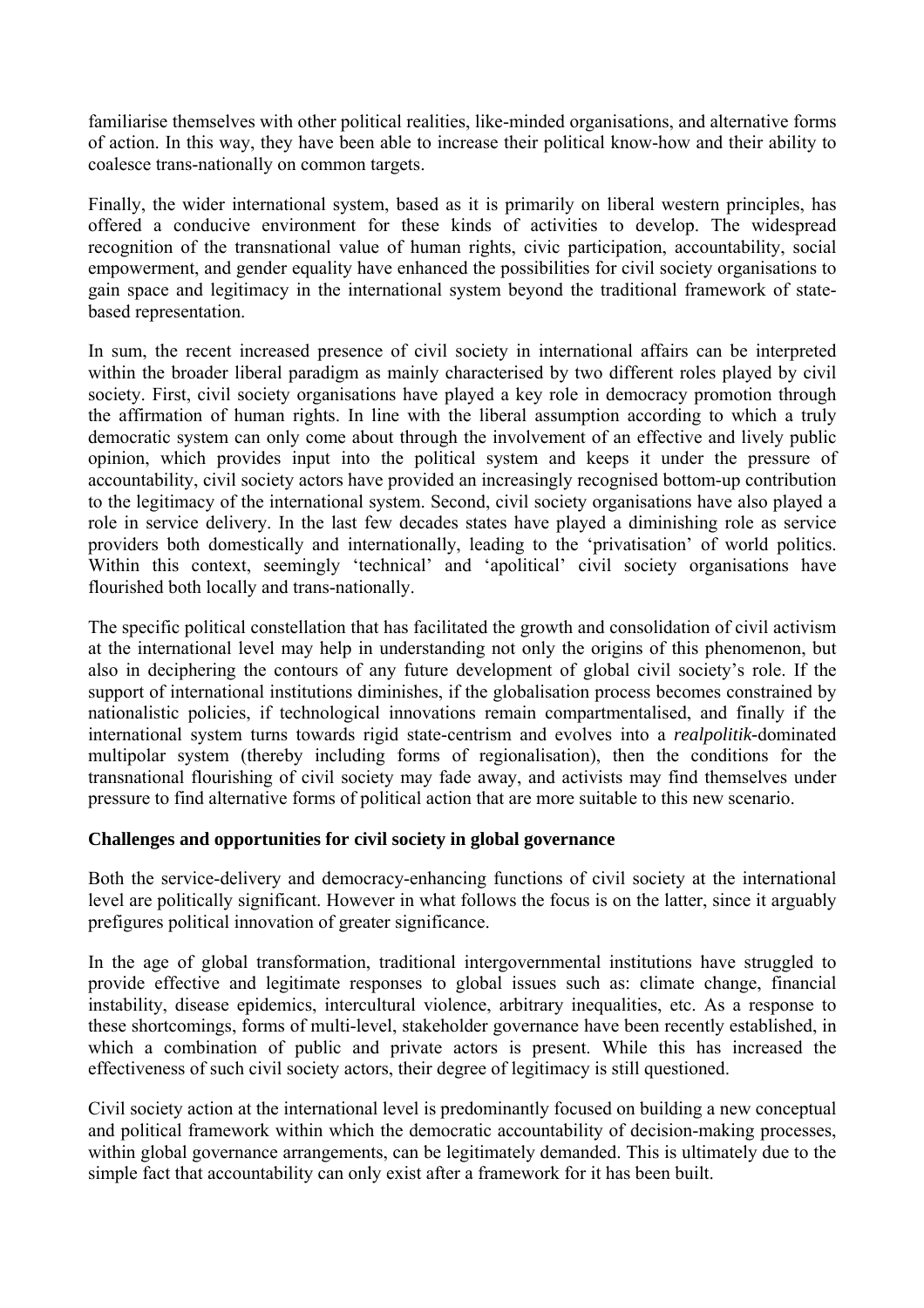familiarise themselves with other political realities, like-minded organisations, and alternative forms of action. In this way, they have been able to increase their political know-how and their ability to coalesce trans-nationally on common targets.

Finally, the wider international system, based as it is primarily on liberal western principles, has offered a conducive environment for these kinds of activities to develop. The widespread recognition of the transnational value of human rights, civic participation, accountability, social empowerment, and gender equality have enhanced the possibilities for civil society organisations to gain space and legitimacy in the international system beyond the traditional framework of state-based representation.

In sum, the recent increased presence of civil society in international affairs can be interpreted within the broader liberal paradigm as mainly characterised by two different roles played by civil society. First, civil society organisations have played a key role in democracy promotion through the affirmation of human rights. In line with the liberal assumption according to which a truly democratic system can only come about through the involvement of an effective and lively public opinion, which provides input into the political system and keeps it under the pressure of accountability, civil society actors have provided an increasingly recognised bottom-up contribution to the legitimacy of the international system. Second, civil society organisations have also played a role in service delivery. In the last few decades states have played a diminishing role as service providers both domestically and internationally, leading to the 'privatisation' of world politics. Within this context, seemingly 'technical' and 'apolitical' civil society organisations have flourished both locally and trans-nationally.

The specific political constellation that has facilitated the growth and consolidation of civil activism at the international level may help in understanding not only the origins of this phenomenon, but also in deciphering the contours of any future development of global civil society's role. If the support of international institutions diminishes, if the globalisation process becomes constrained by nationalistic policies, if technological innovations remain compartmentalised, and finally if the international system turns towards rigid state-centrism and evolves into a *realpolitik*-dominated multipolar system (thereby including forms of regionalisation), then the conditions for the transnational flourishing of civil society may fade away, and activists may find themselves under pressure to find alternative forms of political action that are more suitable to this new scenario.

**Challenges and opportunities for civil society in global governance**

Both the service-delivery and democracy-enhancing functions of civil society at the international level are politically significant. However in what follows the focus is on the latter, since it arguably prefigures political innovation of greater significance.

In the age of global transformation, traditional intergovernmental institutions have struggled to provide effective and legitimate responses to global issues such as: climate change, financial instability, disease epidemics, intercultural violence, arbitrary inequalities, etc. As a response to these shortcomings, forms of multi-level, stakeholder governance have been recently established, in which a combination of public and private actors is present. While this has increased the effectiveness of such civil society actors, their degree of legitimacy is still questioned.

Civil society action at the international level is predominantly focused on building a new conceptual and political framework within which the democratic accountability of decision-making processes, within global governance arrangements, can be legitimately demanded. This is ultimately due to the simple fact that accountability can only exist after a framework for it has been built.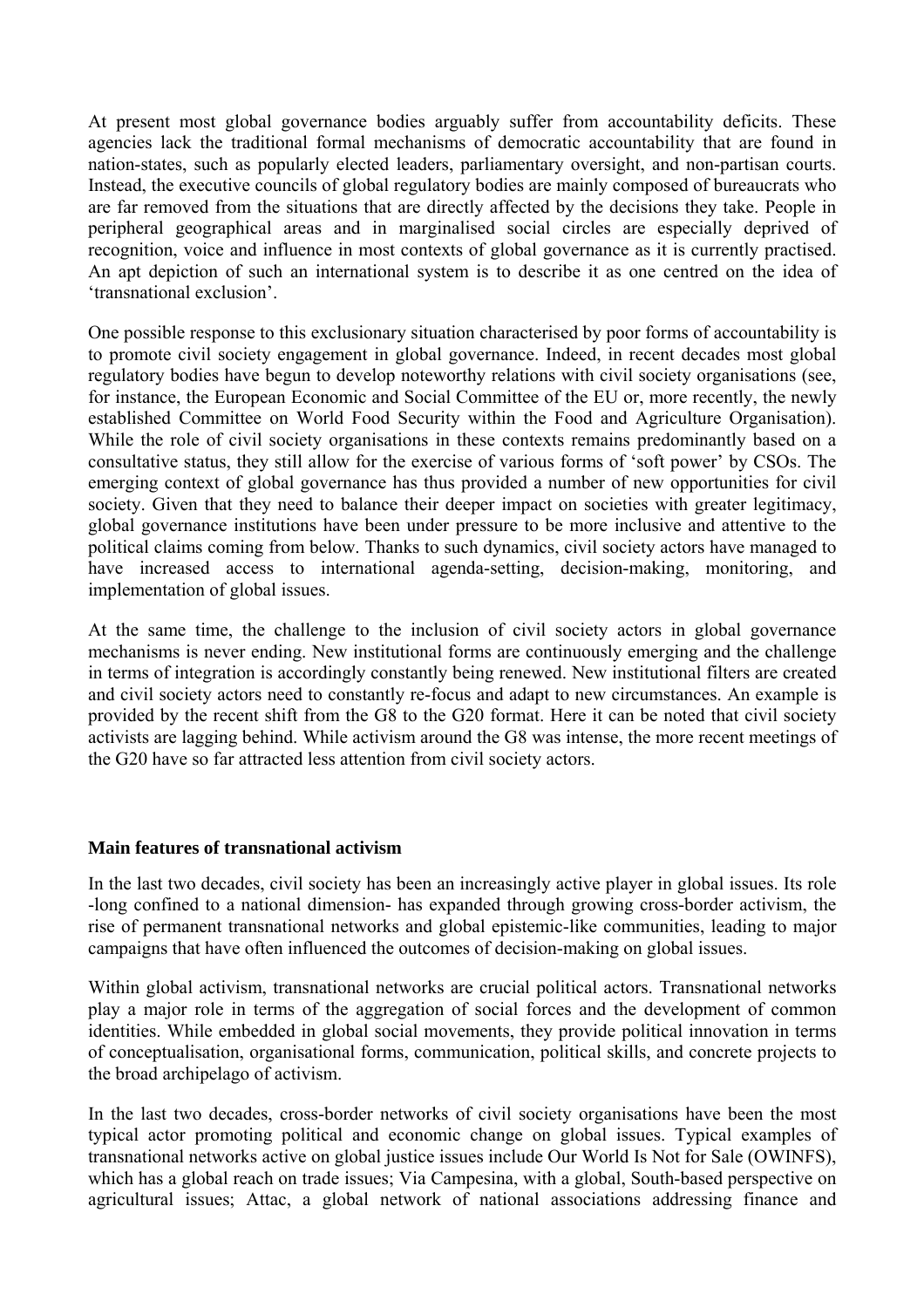At present most global governance bodies arguably suffer from accountability deficits. These agencies lack the traditional formal mechanisms of democratic accountability that are found in nation-states, such as popularly elected leaders, parliamentary oversight, and non-partisan courts. Instead, the executive councils of global regulatory bodies are mainly composed of bureaucrats who are far removed from the situations that are directly affected by the decisions they take. People in peripheral geographical areas and in marginalised social circles are especially deprived of recognition, voice and influence in most contexts of global governance as it is currently practised. An apt depiction of such an international system is to describe it as one centred on the idea of 'transnational exclusion'.

One possible response to this exclusionary situation characterised by poor forms of accountability is to promote civil society engagement in global governance. Indeed, in recent decades most global regulatory bodies have begun to develop noteworthy relations with civil society organisations (see, for instance, the European Economic and Social Committee of the EU or, more recently, the newly established Committee on World Food Security within the Food and Agriculture Organisation). While the role of civil society organisations in these contexts remains predominantly based on a consultative status, they still allow for the exercise of various forms of 'soft power' by CSOs. The emerging context of global governance has thus provided a number of new opportunities for civil society. Given that they need to balance their deeper impact on societies with greater legitimacy, global governance institutions have been under pressure to be more inclusive and attentive to the political claims coming from below. Thanks to such dynamics, civil society actors have managed to have increased access to international agenda-setting, decision-making, monitoring, and implementation of global issues.

At the same time, the challenge to the inclusion of civil society actors in global governance mechanisms is never ending. New institutional forms are continuously emerging and the challenge in terms of integration is accordingly constantly being renewed. New institutional filters are created and civil society actors need to constantly re-focus and adapt to new circumstances. An example is provided by the recent shift from the G8 to the G20 format. Here it can be noted that civil society activists are lagging behind. While activism around the G8 was intense, the more recent meetings of the G20 have so far attracted less attention from civil society actors.

**Main features of transnational activism**

In the last two decades, civil society has been an increasingly active player in global issues. Its role -long confined to a national dimension- has expanded through growing cross-border activism, the rise of permanent transnational networks and global epistemic-like communities, leading to major campaigns that have often influenced the outcomes of decision-making on global issues.

Within global activism, transnational networks are crucial political actors. Transnational networks play a major role in terms of the aggregation of social forces and the development of common identities. While embedded in global social movements, they provide political innovation in terms of conceptualisation, organisational forms, communication, political skills, and concrete projects to the broad archipelago of activism.

In the last two decades, cross-border networks of civil society organisations have been the most typical actor promoting political and economic change on global issues. Typical examples of transnational networks active on global justice issues include Our World Is Not for Sale (OWINFS), which has a global reach on trade issues; Via Campesina, with a global, South-based perspective on agricultural issues; Attac, a global network of national associations addressing finance and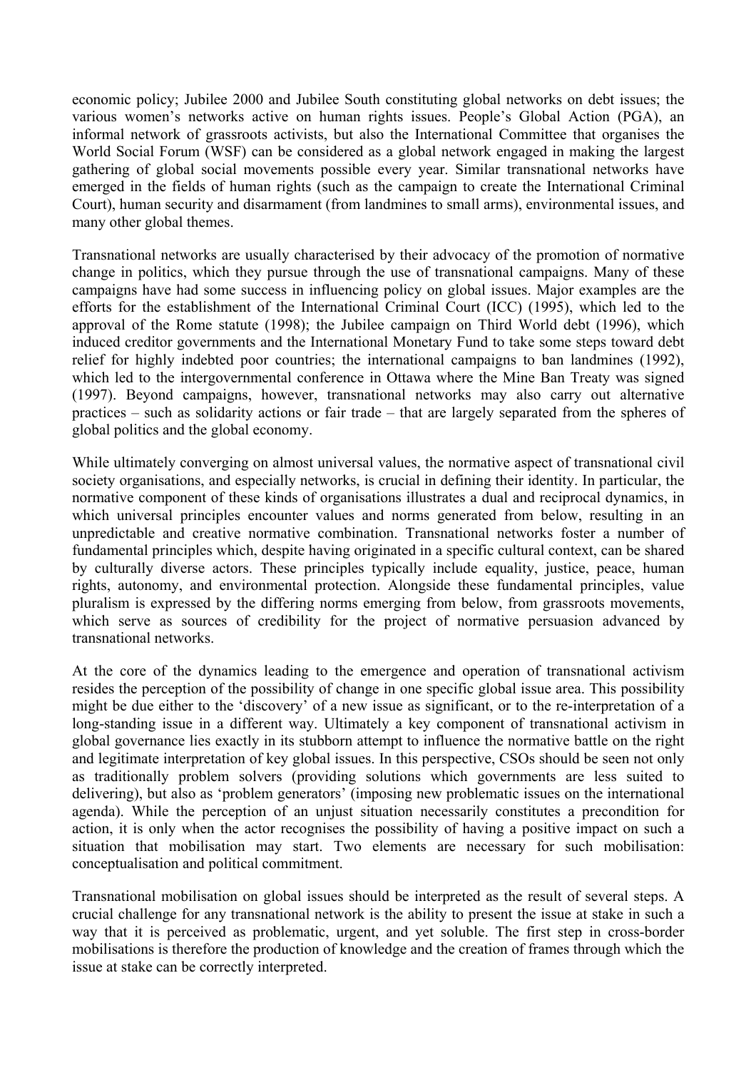economic policy; Jubilee 2000 and Jubilee South constituting global networks on debt issues; the various women's networks active on human rights issues. People's Global Action (PGA), an informal network of grassroots activists, but also the International Committee that organises the World Social Forum (WSF) can be considered as a global network engaged in making the largest gathering of global social movements possible every year. Similar transnational networks have emerged in the fields of human rights (such as the campaign to create the International Criminal Court), human security and disarmament (from landmines to small arms), environmental issues, and many other global themes.

Transnational networks are usually characterised by their advocacy of the promotion of normative change in politics, which they pursue through the use of transnational campaigns. Many of these campaigns have had some success in influencing policy on global issues. Major examples are the efforts for the establishment of the International Criminal Court (ICC) (1995), which led to the approval of the Rome statute (1998); the Jubilee campaign on Third World debt (1996), which induced creditor governments and the International Monetary Fund to take some steps toward debt relief for highly indebted poor countries; the international campaigns to ban landmines (1992), which led to the intergovernmental conference in Ottawa where the Mine Ban Treaty was signed (1997). Beyond campaigns, however, transnational networks may also carry out alternative practices – such as solidarity actions or fair trade – that are largely separated from the spheres of global politics and the global economy.

While ultimately converging on almost universal values, the normative aspect of transnational civil society organisations, and especially networks, is crucial in defining their identity. In particular, the normative component of these kinds of organisations illustrates a dual and reciprocal dynamics, in which universal principles encounter values and norms generated from below, resulting in an unpredictable and creative normative combination. Transnational networks foster a number of fundamental principles which, despite having originated in a specific cultural context, can be shared by culturally diverse actors. These principles typically include equality, justice, peace, human rights, autonomy, and environmental protection. Alongside these fundamental principles, value pluralism is expressed by the differing norms emerging from below, from grassroots movements, which serve as sources of credibility for the project of normative persuasion advanced by transnational networks.

At the core of the dynamics leading to the emergence and operation of transnational activism resides the perception of the possibility of change in one specific global issue area. This possibility might be due either to the 'discovery' of a new issue as significant, or to the re-interpretation of a long-standing issue in a different way. Ultimately a key component of transnational activism in global governance lies exactly in its stubborn attempt to influence the normative battle on the right and legitimate interpretation of key global issues. In this perspective, CSOs should be seen not only as traditionally problem solvers (providing solutions which governments are less suited to delivering), but also as 'problem generators' (imposing new problematic issues on the international agenda). While the perception of an unjust situation necessarily constitutes a precondition for action, it is only when the actor recognises the possibility of having a positive impact on such a situation that mobilisation may start. Two elements are necessary for such mobilisation: conceptualisation and political commitment.

Transnational mobilisation on global issues should be interpreted as the result of several steps. A crucial challenge for any transnational network is the ability to present the issue at stake in such a way that it is perceived as problematic, urgent, and yet soluble. The first step in cross-border mobilisations is therefore the production of knowledge and the creation of frames through which the issue at stake can be correctly interpreted.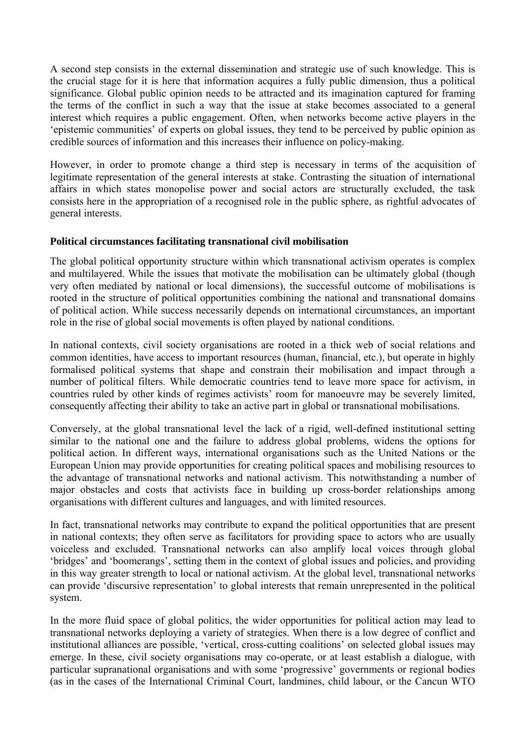A second step consists in the external dissemination and strategic use of such knowledge. This is the crucial stage for it is here that information acquires a fully public dimension, thus a political significance. Global public opinion needs to be attracted and its imagination captured for framing the terms of the conflict in such a way that the issue at stake becomes associated to a general interest which requires a public engagement. Often, when networks become active players in the 'epistemic communities' of experts on global issues, they tend to be perceived by public opinion as credible sources of information and this increases their influence on policy-making.

However, in order to promote change a third step is necessary in terms of the acquisition of legitimate representation of the general interests at stake. Contrasting the situation of international affairs in which states monopolise power and social actors are structurally excluded, the task consists here in the appropriation of a recognised role in the public sphere, as rightful advocates of general interests.

**Political circumstances facilitating transnational civil mobilisation**

The global political opportunity structure within which transnational activism operates is complex and multilayered. While the issues that motivate the mobilisation can be ultimately global (though very often mediated by national or local dimensions), the successful outcome of mobilisations is rooted in the structure of political opportunities combining the national and transnational domains of political action. While success necessarily depends on international circumstances, an important role in the rise of global social movements is often played by national conditions.

In national contexts, civil society organisations are rooted in a thick web of social relations and common identities, have access to important resources (human, financial, etc.), but operate in highly formalised political systems that shape and constrain their mobilisation and impact through a number of political filters. While democratic countries tend to leave more space for activism, in countries ruled by other kinds of regimes activists' room for manoeuvre may be severely limited, consequently affecting their ability to take an active part in global or transnational mobilisations.

Conversely, at the global transnational level the lack of a rigid, well-defined institutional setting similar to the national one and the failure to address global problems, widens the options for political action. In different ways, international organisations such as the United Nations or the European Union may provide opportunities for creating political spaces and mobilising resources to the advantage of transnational networks and national activism. This notwithstanding a number of major obstacles and costs that activists face in building up cross-border relationships among organisations with different cultures and languages, and with limited resources.

In fact, transnational networks may contribute to expand the political opportunities that are present in national contexts; they often serve as facilitators for providing space to actors who are usually voiceless and excluded. Transnational networks can also amplify local voices through global 'bridges' and 'boomerangs', setting them in the context of global issues and policies, and providing in this way greater strength to local or national activism. At the global level, transnational networks can provide 'discursive representation' to global interests that remain unrepresented in the political system.

In the more fluid space of global politics, the wider opportunities for political action may lead to transnational networks deploying a variety of strategies. When there is a low degree of conflict and institutional alliances are possible, 'vertical, cross-cutting coalitions' on selected global issues may emerge. In these, civil society organisations may co-operate, or at least establish a dialogue, with particular supranational organisations and with some 'progressive' governments or regional bodies (as in the cases of the International Criminal Court, landmines, child labour, or the Cancun WTO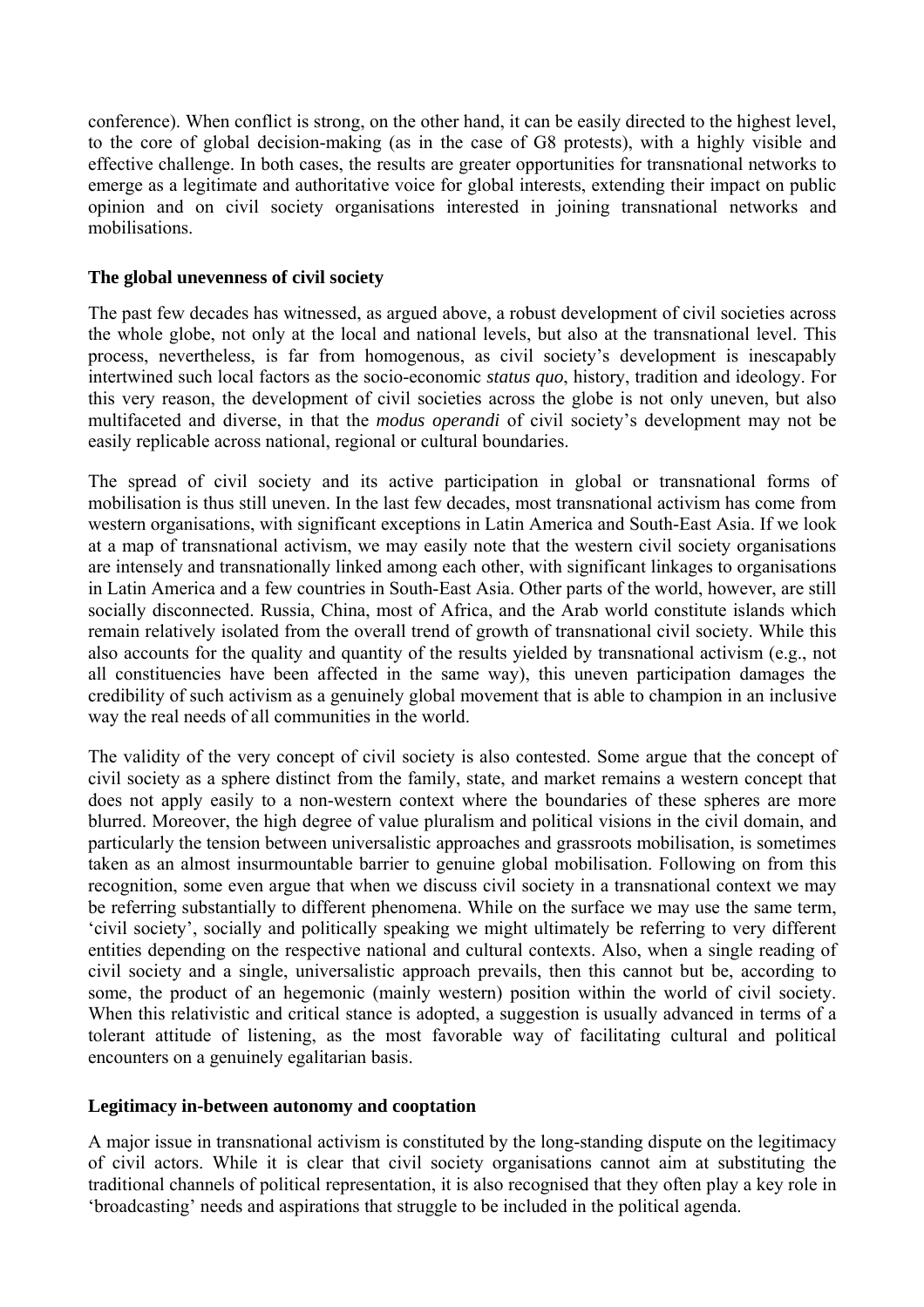conference). When conflict is strong, on the other hand, it can be easily directed to the highest level, to the core of global decision-making (as in the case of G8 protests), with a highly visible and effective challenge. In both cases, the results are greater opportunities for transnational networks to emerge as a legitimate and authoritative voice for global interests, extending their impact on public opinion and on civil society organisations interested in joining transnational networks and mobilisations.

**The global unevenness of civil society**

The past few decades has witnessed, as argued above, a robust development of civil societies across the whole globe, not only at the local and national levels, but also at the transnational level. This process, nevertheless, is far from homogenous, as civil society's development is inescapably intertwined such local factors as the socio-economic *status quo*, history, tradition and ideology. For this very reason, the development of civil societies across the globe is not only uneven, but also multifaceted and diverse, in that the *modus operandi* of civil society's development may not be easily replicable across national, regional or cultural boundaries.

The spread of civil society and its active participation in global or transnational forms of mobilisation is thus still uneven. In the last few decades, most transnational activism has come from western organisations, with significant exceptions in Latin America and South-East Asia. If we look at a map of transnational activism, we may easily note that the western civil society organisations are intensely and transnationally linked among each other, with significant linkages to organisations in Latin America and a few countries in South-East Asia. Other parts of the world, however, are still socially disconnected. Russia, China, most of Africa, and the Arab world constitute islands which remain relatively isolated from the overall trend of growth of transnational civil society. While this also accounts for the quality and quantity of the results yielded by transnational activism (e.g., not all constituencies have been affected in the same way), this uneven participation damages the credibility of such activism as a genuinely global movement that is able to champion in an inclusive way the real needs of all communities in the world.

The validity of the very concept of civil society is also contested. Some argue that the concept of civil society as a sphere distinct from the family, state, and market remains a western concept that does not apply easily to a non-western context where the boundaries of these spheres are more blurred. Moreover, the high degree of value pluralism and political visions in the civil domain, and particularly the tension between universalistic approaches and grassroots mobilisation, is sometimes taken as an almost insurmountable barrier to genuine global mobilisation. Following on from this recognition, some even argue that when we discuss civil society in a transnational context we may be referring substantially to different phenomena. While on the surface we may use the same term, 'civil society', socially and politically speaking we might ultimately be referring to very different entities depending on the respective national and cultural contexts. Also, when a single reading of civil society and a single, universalistic approach prevails, then this cannot but be, according to some, the product of an hegemonic (mainly western) position within the world of civil society. When this relativistic and critical stance is adopted, a suggestion is usually advanced in terms of a tolerant attitude of listening, as the most favorable way of facilitating cultural and political encounters on a genuinely egalitarian basis.

**Legitimacy in-between autonomy and cooptation**

A major issue in transnational activism is constituted by the long-standing dispute on the legitimacy of civil actors. While it is clear that civil society organisations cannot aim at substituting the traditional channels of political representation, it is also recognised that they often play a key role in 'broadcasting' needs and aspirations that struggle to be included in the political agenda.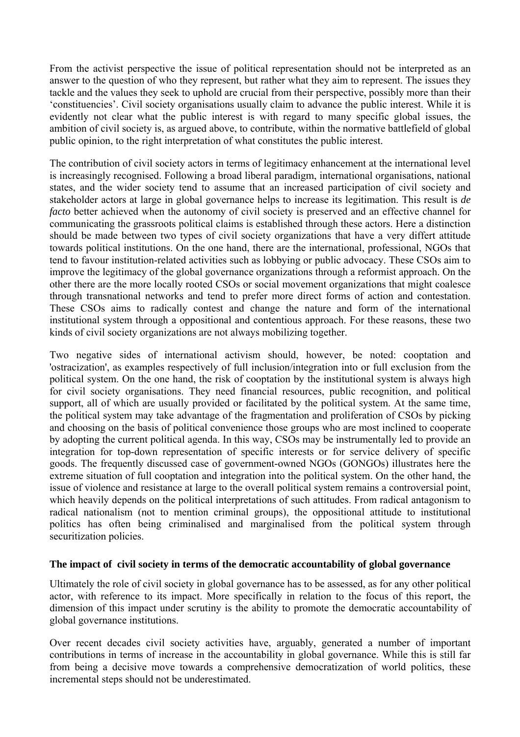From the activist perspective the issue of political representation should not be interpreted as an answer to the question of who they represent, but rather what they aim to represent. The issues they tackle and the values they seek to uphold are crucial from their perspective, possibly more than their 'constituencies'. Civil society organisations usually claim to advance the public interest. While it is evidently not clear what the public interest is with regard to many specific global issues, the ambition of civil society is, as argued above, to contribute, within the normative battlefield of global public opinion, to the right interpretation of what constitutes the public interest.

The contribution of civil society actors in terms of legitimacy enhancement at the international level is increasingly recognised. Following a broad liberal paradigm, international organisations, national states, and the wider society tend to assume that an increased participation of civil society and stakeholder actors at large in global governance helps to increase its legitimation. This result is *de facto* better achieved when the autonomy of civil society is preserved and an effective channel for communicating the grassroots political claims is established through these actors. Here a distinction should be made between two types of civil society organizations that have a very differt attitude towards political institutions. On the one hand, there are the international, professional, NGOs that tend to favour institution-related activities such as lobbying or public advocacy. These CSOs aim to improve the legitimacy of the global governance organizations through a reformist approach. On the other there are the more locally rooted CSOs or social movement organizations that might coalesce through transnational networks and tend to prefer more direct forms of action and contestation. These CSOs aims to radically contest and change the nature and form of the international institutional system through a oppositional and contentious approach. For these reasons, these two kinds of civil society organizations are not always mobilizing together.

Two negative sides of international activism should, however, be noted: cooptation and 'ostracization', as examples respectively of full inclusion/integration into or full exclusion from the political system. On the one hand, the risk of cooptation by the institutional system is always high for civil society organisations. They need financial resources, public recognition, and political support, all of which are usually provided or facilitated by the political system. At the same time, the political system may take advantage of the fragmentation and proliferation of CSOs by picking and choosing on the basis of political convenience those groups who are most inclined to cooperate by adopting the current political agenda. In this way, CSOs may be instrumentally led to provide an integration for top-down representation of specific interests or for service delivery of specific goods. The frequently discussed case of government-owned NGOs (GONGOs) illustrates here the extreme situation of full cooptation and integration into the political system. On the other hand, the issue of violence and resistance at large to the overall political system remains a controversial point, which heavily depends on the political interpretations of such attitudes. From radical antagonism to radical nationalism (not to mention criminal groups), the oppositional attitude to institutional politics has often being criminalised and marginalised from the political system through securitization policies.

**The impact of civil society in terms of the democratic accountability of global governance**

Ultimately the role of civil society in global governance has to be assessed, as for any other political actor, with reference to its impact. More specifically in relation to the focus of this report, the dimension of this impact under scrutiny is the ability to promote the democratic accountability of global governance institutions.

Over recent decades civil society activities have, arguably, generated a number of important contributions in terms of increase in the accountability in global governance. While this is still far from being a decisive move towards a comprehensive democratization of world politics, these incremental steps should not be underestimated.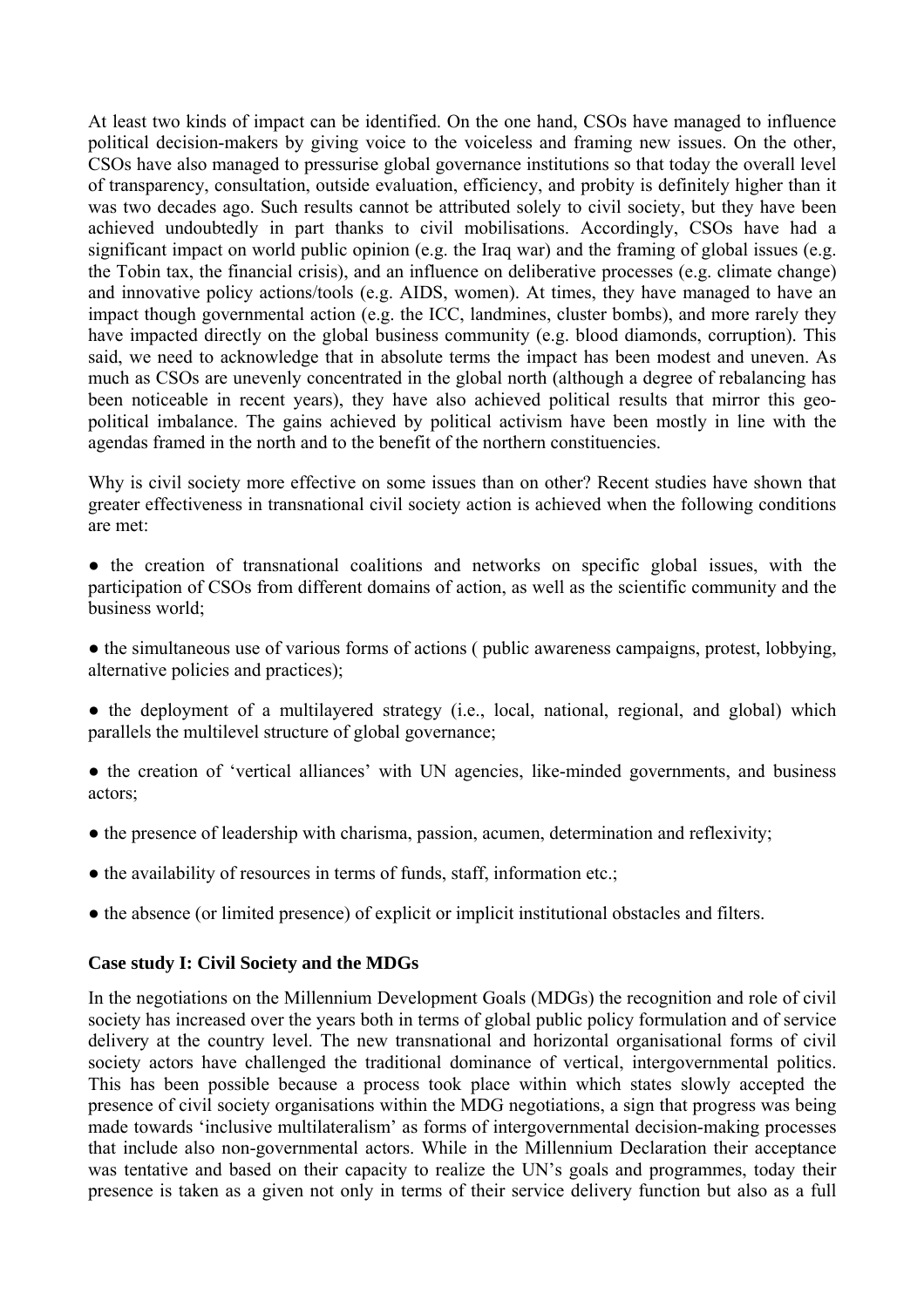At least two kinds of impact can be identified. On the one hand, CSOs have managed to influence political decision-makers by giving voice to the voiceless and framing new issues. On the other, CSOs have also managed to pressurise global governance institutions so that today the overall level of transparency, consultation, outside evaluation, efficiency, and probity is definitely higher than it was two decades ago. Such results cannot be attributed solely to civil society, but they have been achieved undoubtedly in part thanks to civil mobilisations. Accordingly, CSOs have had a significant impact on world public opinion (e.g. the Iraq war) and the framing of global issues (e.g. the Tobin tax, the financial crisis), and an influence on deliberative processes (e.g. climate change) and innovative policy actions/tools (e.g. AIDS, women). At times, they have managed to have an impact though governmental action (e.g. the ICC, landmines, cluster bombs), and more rarely they have impacted directly on the global business community (e.g. blood diamonds, corruption). This said, we need to acknowledge that in absolute terms the impact has been modest and uneven. As much as CSOs are unevenly concentrated in the global north (although a degree of rebalancing has been noticeable in recent years), they have also achieved political results that mirror this geo-political imbalance. The gains achieved by political activism have been mostly in line with the agendas framed in the north and to the benefit of the northern constituencies.

Why is civil society more effective on some issues than on other? Recent studies have shown that greater effectiveness in transnational civil society action is achieved when the following conditions are met:

● the creation of transnational coalitions and networks on specific global issues, with the participation of CSOs from different domains of action, as well as the scientific community and the business world;

● the simultaneous use of various forms of actions ( public awareness campaigns, protest, lobbying, alternative policies and practices);

● the deployment of a multilayered strategy (i.e., local, national, regional, and global) which parallels the multilevel structure of global governance;

● the creation of 'vertical alliances' with UN agencies, like-minded governments, and business actors;

● the presence of leadership with charisma, passion, acumen, determination and reflexivity;

● the availability of resources in terms of funds, staff, information etc.;

● the absence (or limited presence) of explicit or implicit institutional obstacles and filters.

**Case study I: Civil Society and the MDGs**

In the negotiations on the Millennium Development Goals (MDGs) the recognition and role of civil society has increased over the years both in terms of global public policy formulation and of service delivery at the country level. The new transnational and horizontal organisational forms of civil society actors have challenged the traditional dominance of vertical, intergovernmental politics. This has been possible because a process took place within which states slowly accepted the presence of civil society organisations within the MDG negotiations, a sign that progress was being made towards 'inclusive multilateralism' as forms of intergovernmental decision-making processes that include also non-governmental actors. While in the Millennium Declaration their acceptance was tentative and based on their capacity to realize the UN's goals and programmes, today their presence is taken as a given not only in terms of their service delivery function but also as a full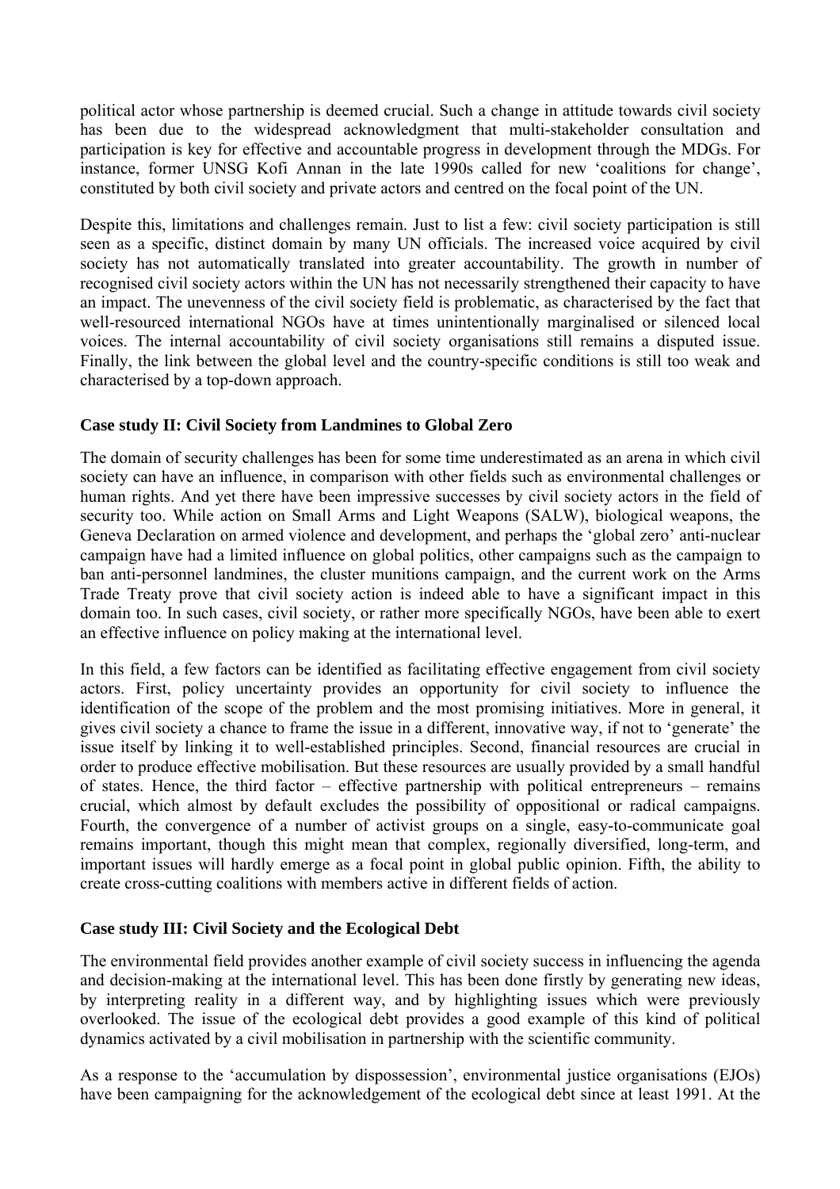political actor whose partnership is deemed crucial. Such a change in attitude towards civil society has been due to the widespread acknowledgment that multi-stakeholder consultation and participation is key for effective and accountable progress in development through the MDGs. For instance, former UNSG Kofi Annan in the late 1990s called for new 'coalitions for change', constituted by both civil society and private actors and centred on the focal point of the UN.

Despite this, limitations and challenges remain. Just to list a few: civil society participation is still seen as a specific, distinct domain by many UN officials. The increased voice acquired by civil society has not automatically translated into greater accountability. The growth in number of recognised civil society actors within the UN has not necessarily strengthened their capacity to have an impact. The unevenness of the civil society field is problematic, as characterised by the fact that well-resourced international NGOs have at times unintentionally marginalised or silenced local voices. The internal accountability of civil society organisations still remains a disputed issue. Finally, the link between the global level and the country-specific conditions is still too weak and characterised by a top-down approach.

**Case study II: Civil Society from Landmines to Global Zero**

The domain of security challenges has been for some time underestimated as an arena in which civil society can have an influence, in comparison with other fields such as environmental challenges or human rights. And yet there have been impressive successes by civil society actors in the field of security too. While action on Small Arms and Light Weapons (SALW), biological weapons, the Geneva Declaration on armed violence and development, and perhaps the 'global zero' anti-nuclear campaign have had a limited influence on global politics, other campaigns such as the campaign to ban anti-personnel landmines, the cluster munitions campaign, and the current work on the Arms Trade Treaty prove that civil society action is indeed able to have a significant impact in this domain too. In such cases, civil society, or rather more specifically NGOs, have been able to exert an effective influence on policy making at the international level.

In this field, a few factors can be identified as facilitating effective engagement from civil society actors. First, policy uncertainty provides an opportunity for civil society to influence the identification of the scope of the problem and the most promising initiatives. More in general, it gives civil society a chance to frame the issue in a different, innovative way, if not to 'generate' the issue itself by linking it to well-established principles. Second, financial resources are crucial in order to produce effective mobilisation. But these resources are usually provided by a small handful of states. Hence, the third factor – effective partnership with political entrepreneurs – remains crucial, which almost by default excludes the possibility of oppositional or radical campaigns. Fourth, the convergence of a number of activist groups on a single, easy-to-communicate goal remains important, though this might mean that complex, regionally diversified, long-term, and important issues will hardly emerge as a focal point in global public opinion. Fifth, the ability to create cross-cutting coalitions with members active in different fields of action.

**Case study III: Civil Society and the Ecological Debt**

The environmental field provides another example of civil society success in influencing the agenda and decision-making at the international level. This has been done firstly by generating new ideas, by interpreting reality in a different way, and by highlighting issues which were previously overlooked. The issue of the ecological debt provides a good example of this kind of political dynamics activated by a civil mobilisation in partnership with the scientific community.

As a response to the 'accumulation by dispossession', environmental justice organisations (EJOs) have been campaigning for the acknowledgement of the ecological debt since at least 1991. At the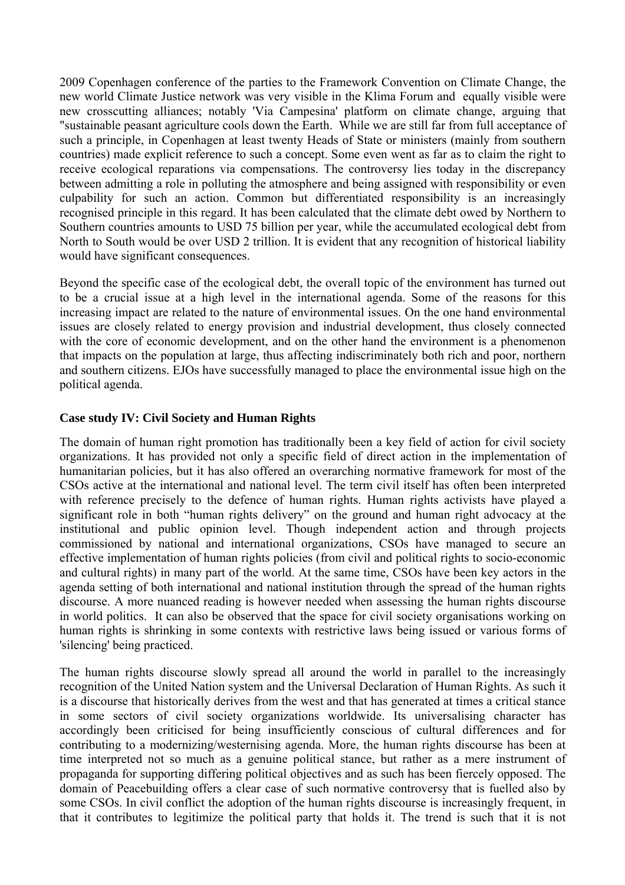2009 Copenhagen conference of the parties to the Framework Convention on Climate Change, the new world Climate Justice network was very visible in the Klima Forum and equally visible were new crosscutting alliances; notably 'Via Campesina' platform on climate change, arguing that "sustainable peasant agriculture cools down the Earth. While we are still far from full acceptance of such a principle, in Copenhagen at least twenty Heads of State or ministers (mainly from southern countries) made explicit reference to such a concept. Some even went as far as to claim the right to receive ecological reparations via compensations. The controversy lies today in the discrepancy between admitting a role in polluting the atmosphere and being assigned with responsibility or even culpability for such an action. Common but differentiated responsibility is an increasingly recognised principle in this regard. It has been calculated that the climate debt owed by Northern to Southern countries amounts to USD 75 billion per year, while the accumulated ecological debt from North to South would be over USD 2 trillion. It is evident that any recognition of historical liability would have significant consequences.

Beyond the specific case of the ecological debt, the overall topic of the environment has turned out to be a crucial issue at a high level in the international agenda. Some of the reasons for this increasing impact are related to the nature of environmental issues. On the one hand environmental issues are closely related to energy provision and industrial development, thus closely connected with the core of economic development, and on the other hand the environment is a phenomenon that impacts on the population at large, thus affecting indiscriminately both rich and poor, northern and southern citizens. EJOs have successfully managed to place the environmental issue high on the political agenda.

**Case study IV: Civil Society and Human Rights**

The domain of human right promotion has traditionally been a key field of action for civil society organizations. It has provided not only a specific field of direct action in the implementation of humanitarian policies, but it has also offered an overarching normative framework for most of the CSOs active at the international and national level. The term civil itself has often been interpreted with reference precisely to the defence of human rights. Human rights activists have played a significant role in both "human rights delivery" on the ground and human right advocacy at the institutional and public opinion level. Though independent action and through projects commissioned by national and international organizations, CSOs have managed to secure an effective implementation of human rights policies (from civil and political rights to socio-economic and cultural rights) in many part of the world. At the same time, CSOs have been key actors in the agenda setting of both international and national institution through the spread of the human rights discourse. A more nuanced reading is however needed when assessing the human rights discourse in world politics. It can also be observed that the space for civil society organisations working on human rights is shrinking in some contexts with restrictive laws being issued or various forms of 'silencing' being practiced.

The human rights discourse slowly spread all around the world in parallel to the increasingly recognition of the United Nation system and the Universal Declaration of Human Rights. As such it is a discourse that historically derives from the west and that has generated at times a critical stance in some sectors of civil society organizations worldwide. Its universalising character has accordingly been criticised for being insufficiently conscious of cultural differences and for contributing to a modernizing/westernising agenda. More, the human rights discourse has been at time interpreted not so much as a genuine political stance, but rather as a mere instrument of propaganda for supporting differing political objectives and as such has been fiercely opposed. The domain of Peacebuilding offers a clear case of such normative controversy that is fuelled also by some CSOs. In civil conflict the adoption of the human rights discourse is increasingly frequent, in that it contributes to legitimize the political party that holds it. The trend is such that it is not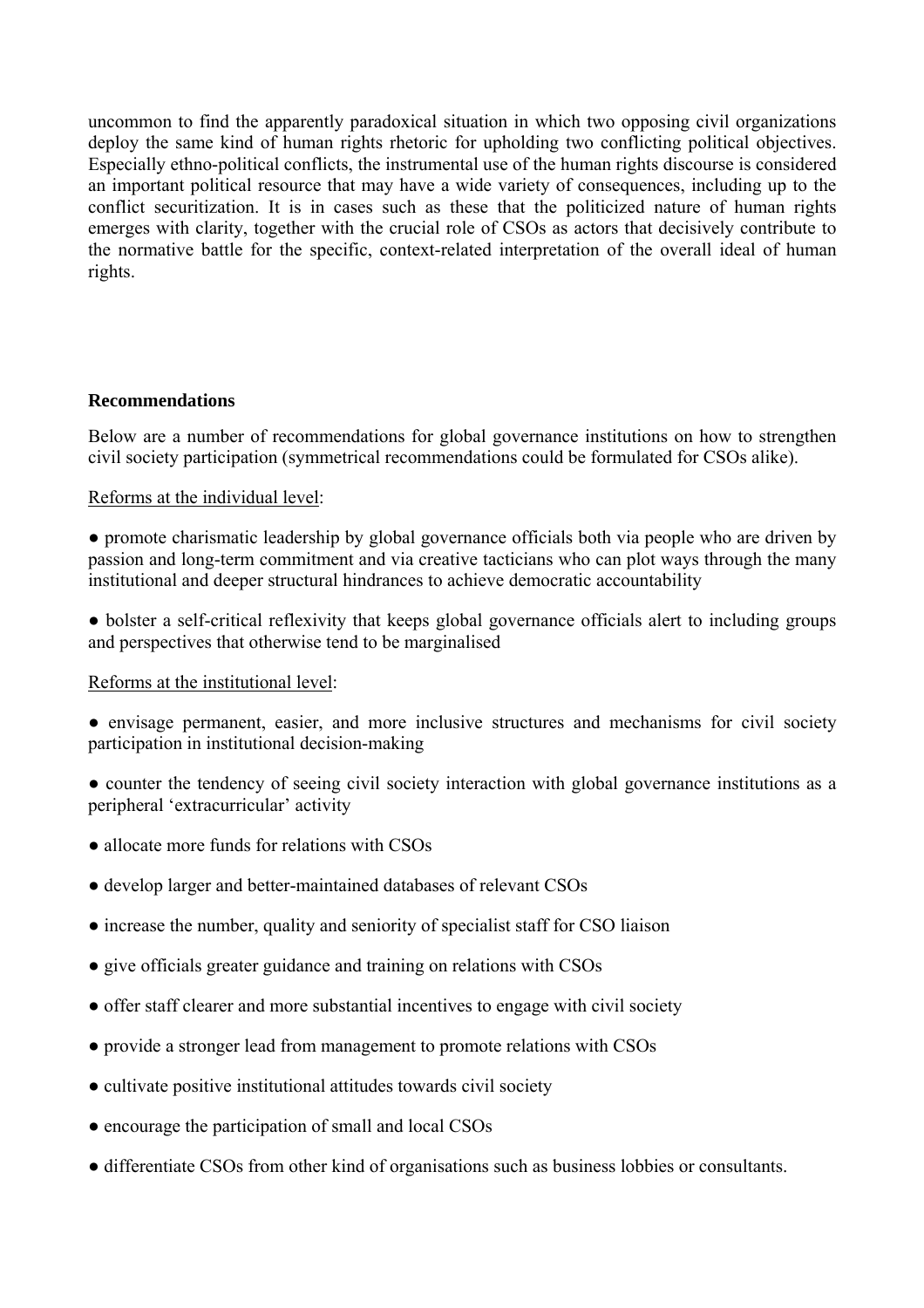uncommon to find the apparently paradoxical situation in which two opposing civil organizations deploy the same kind of human rights rhetoric for upholding two conflicting political objectives. Especially ethno-political conflicts, the instrumental use of the human rights discourse is considered an important political resource that may have a wide variety of consequences, including up to the conflict securitization. It is in cases such as these that the politicized nature of human rights emerges with clarity, together with the crucial role of CSOs as actors that decisively contribute to the normative battle for the specific, context-related interpretation of the overall ideal of human rights.

**Recommendations**

Below are a number of recommendations for global governance institutions on how to strengthen civil society participation (symmetrical recommendations could be formulated for CSOs alike).

Reforms at the individual level:

- promote charismatic leadership by global governance officials both via people who are driven by passion and long-term commitment and via creative tacticians who can plot ways through the many institutional and deeper structural hindrances to achieve democratic accountability
- bolster a self-critical reflexivity that keeps global governance officials alert to including groups and perspectives that otherwise tend to be marginalised

Reforms at the institutional level:

- envisage permanent, easier, and more inclusive structures and mechanisms for civil society participation in institutional decision-making
- counter the tendency of seeing civil society interaction with global governance institutions as a peripheral 'extracurricular' activity
- allocate more funds for relations with CSOs
- develop larger and better-maintained databases of relevant CSOs
- increase the number, quality and seniority of specialist staff for CSO liaison
- give officials greater guidance and training on relations with CSOs
- offer staff clearer and more substantial incentives to engage with civil society
- provide a stronger lead from management to promote relations with CSOs
- cultivate positive institutional attitudes towards civil society
- encourage the participation of small and local CSOs
- differentiate CSOs from other kind of organisations such as business lobbies or consultants.